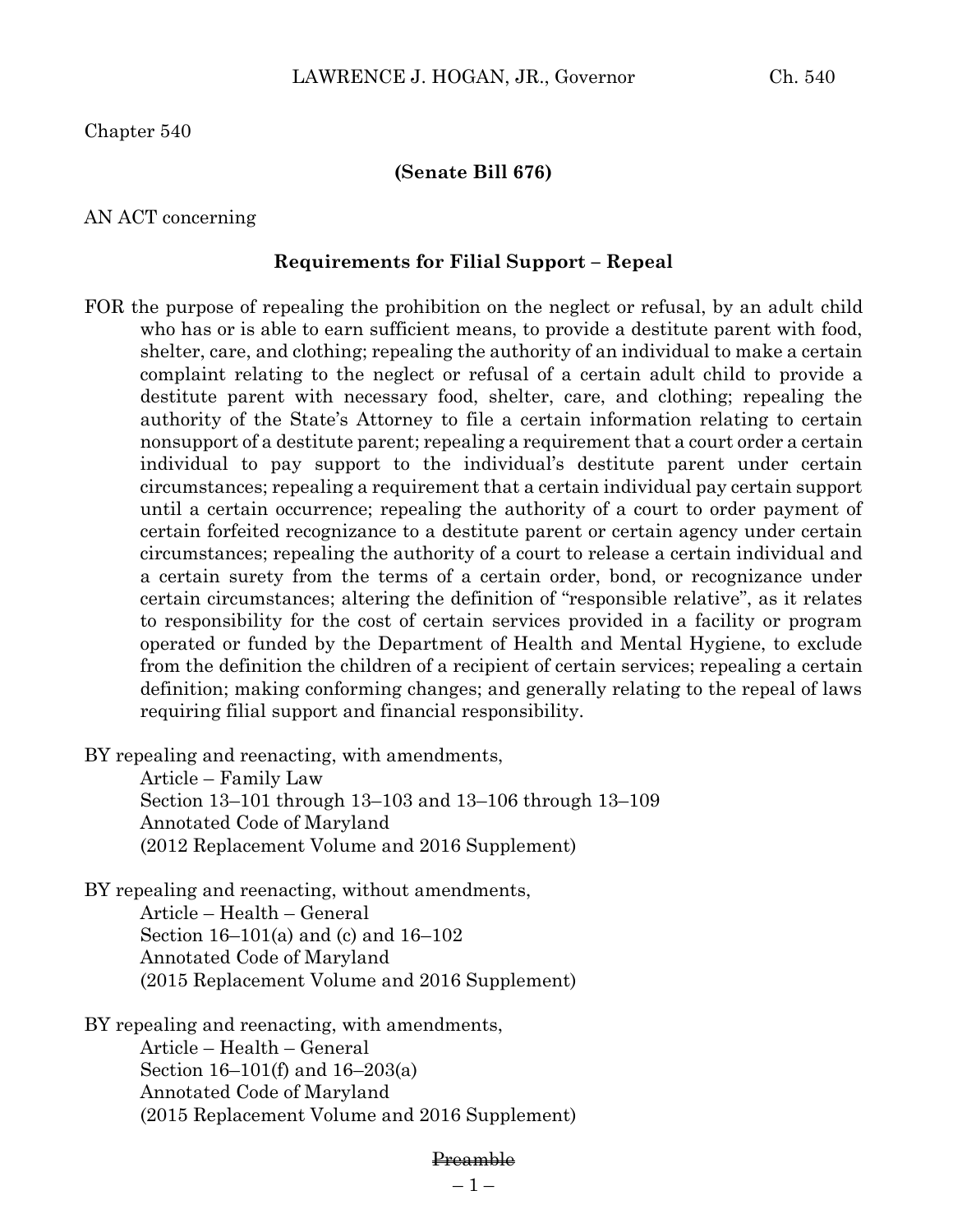Chapter 540

**(Senate Bill 676)**

AN ACT concerning

**Requirements for Filial Support – Repeal**

FOR the purpose of repealing the prohibition on the neglect or refusal, by an adult child who has or is able to earn sufficient means, to provide a destitute parent with food, shelter, care, and clothing; repealing the authority of an individual to make a certain complaint relating to the neglect or refusal of a certain adult child to provide a destitute parent with necessary food, shelter, care, and clothing; repealing the authority of the State's Attorney to file a certain information relating to certain nonsupport of a destitute parent; repealing a requirement that a court order a certain individual to pay support to the individual's destitute parent under certain circumstances; repealing a requirement that a certain individual pay certain support until a certain occurrence; repealing the authority of a court to order payment of certain forfeited recognizance to a destitute parent or certain agency under certain circumstances; repealing the authority of a court to release a certain individual and a certain surety from the terms of a certain order, bond, or recognizance under certain circumstances; altering the definition of "responsible relative", as it relates to responsibility for the cost of certain services provided in a facility or program operated or funded by the Department of Health and Mental Hygiene, to exclude from the definition the children of a recipient of certain services; repealing a certain definition; making conforming changes; and generally relating to the repeal of laws requiring filial support and financial responsibility.

BY repealing and reenacting, with amendments,
Article – Family Law
Section 13–101 through 13–103 and 13–106 through 13–109
Annotated Code of Maryland
(2012 Replacement Volume and 2016 Supplement)

BY repealing and reenacting, without amendments,
Article – Health – General
Section 16–101(a) and (c) and 16–102
Annotated Code of Maryland
(2015 Replacement Volume and 2016 Supplement)

BY repealing and reenacting, with amendments,
Article – Health – General
Section 16–101(f) and 16–203(a)
Annotated Code of Maryland
(2015 Replacement Volume and 2016 Supplement)

~~Preamble~~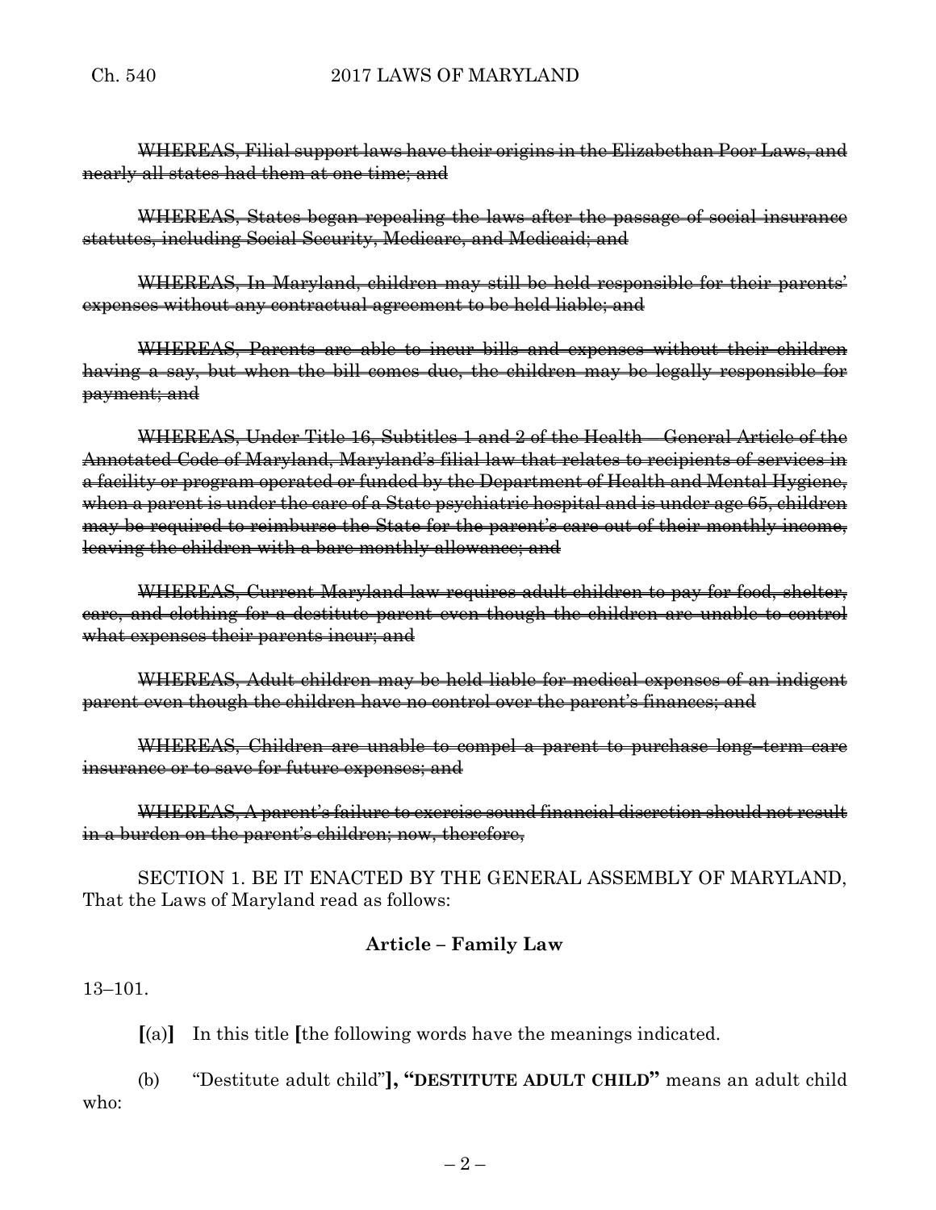~~WHEREAS, Filial support laws have their origins in the Elizabethan Poor Laws, and nearly all states had them at one time; and~~

~~WHEREAS, States began repealing the laws after the passage of social insurance statutes, including Social Security, Medicare, and Medicaid; and~~

~~WHEREAS, In Maryland, children may still be held responsible for their parents' expenses without any contractual agreement to be held liable; and~~

~~WHEREAS, Parents are able to incur bills and expenses without their children having a say, but when the bill comes due, the children may be legally responsible for payment; and~~

~~WHEREAS, Under Title 16, Subtitles 1 and 2 of the Health – General Article of the Annotated Code of Maryland, Maryland's filial law that relates to recipients of services in a facility or program operated or funded by the Department of Health and Mental Hygiene, when a parent is under the care of a State psychiatric hospital and is under age 65, children may be required to reimburse the State for the parent's care out of their monthly income, leaving the children with a bare monthly allowance; and~~

~~WHEREAS, Current Maryland law requires adult children to pay for food, shelter, care, and clothing for a destitute parent even though the children are unable to control what expenses their parents incur; and~~

~~WHEREAS, Adult children may be held liable for medical expenses of an indigent parent even though the children have no control over the parent's finances; and~~

~~WHEREAS, Children are unable to compel a parent to purchase long–term care insurance or to save for future expenses; and~~

~~WHEREAS, A parent's failure to exercise sound financial discretion should not result in a burden on the parent's children; now, therefore,~~

SECTION 1. BE IT ENACTED BY THE GENERAL ASSEMBLY OF MARYLAND, That the Laws of Maryland read as follows:

**Article – Family Law**

13–101.

**[**(a)**]** In this title **[**the following words have the meanings indicated.

(b) "Destitute adult child"**], "DESTITUTE ADULT CHILD"** means an adult child who: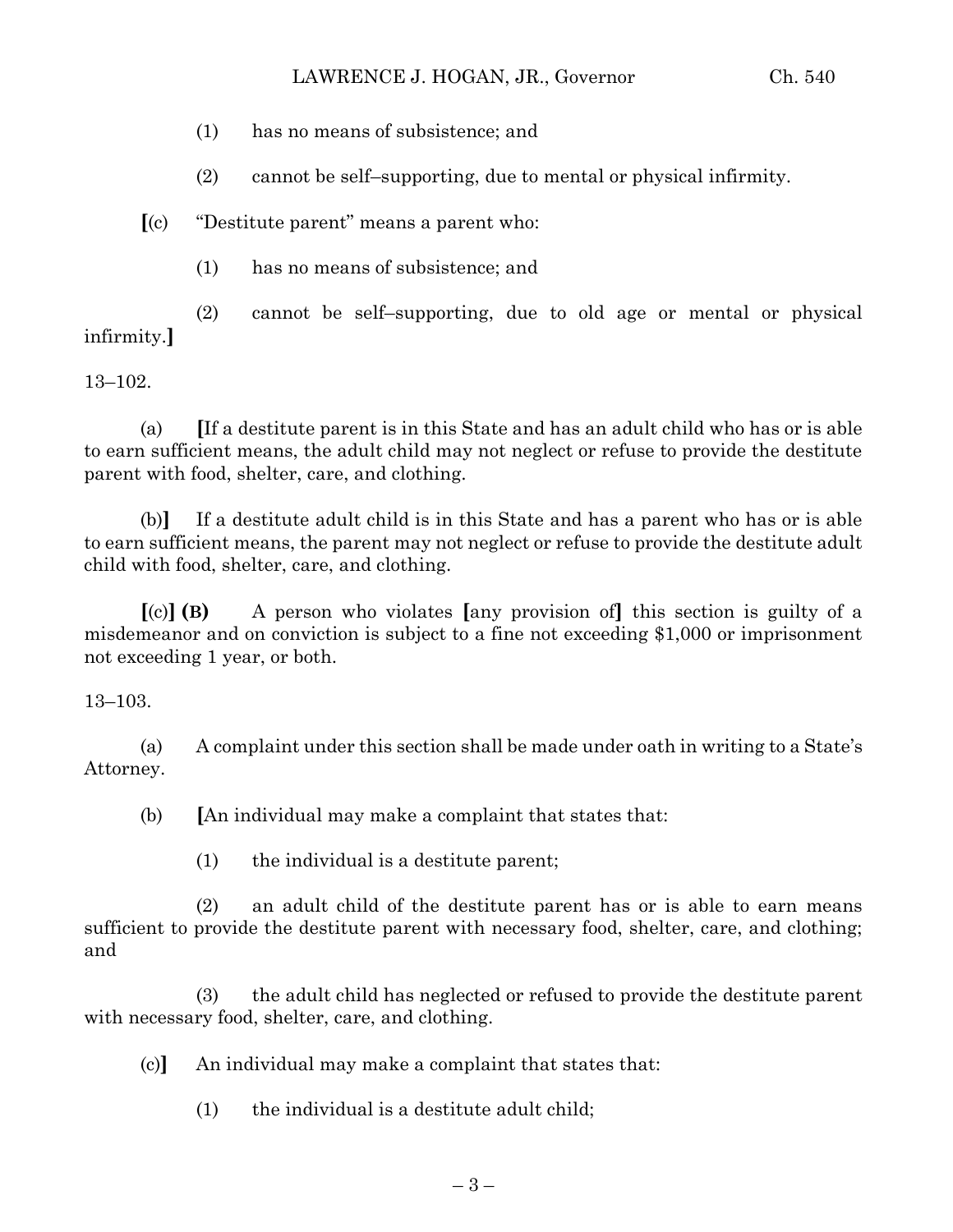(1) has no means of subsistence; and

(2) cannot be self–supporting, due to mental or physical infirmity.

**[**(c) "Destitute parent" means a parent who:

(1) has no means of subsistence; and

(2) cannot be self–supporting, due to old age or mental or physical infirmity.**]**

13–102.

(a) **[**If a destitute parent is in this State and has an adult child who has or is able to earn sufficient means, the adult child may not neglect or refuse to provide the destitute parent with food, shelter, care, and clothing.

(b)**]** If a destitute adult child is in this State and has a parent who has or is able to earn sufficient means, the parent may not neglect or refuse to provide the destitute adult child with food, shelter, care, and clothing.

**[**(c)**]** **(B)** A person who violates **[**any provision of**]** this section is guilty of a misdemeanor and on conviction is subject to a fine not exceeding $1,000 or imprisonment not exceeding 1 year, or both.

13–103.

(a) A complaint under this section shall be made under oath in writing to a State's Attorney.

(b) **[**An individual may make a complaint that states that:

(1) the individual is a destitute parent;

(2) an adult child of the destitute parent has or is able to earn means sufficient to provide the destitute parent with necessary food, shelter, care, and clothing; and

(3) the adult child has neglected or refused to provide the destitute parent with necessary food, shelter, care, and clothing.

(c)**]** An individual may make a complaint that states that:

(1) the individual is a destitute adult child;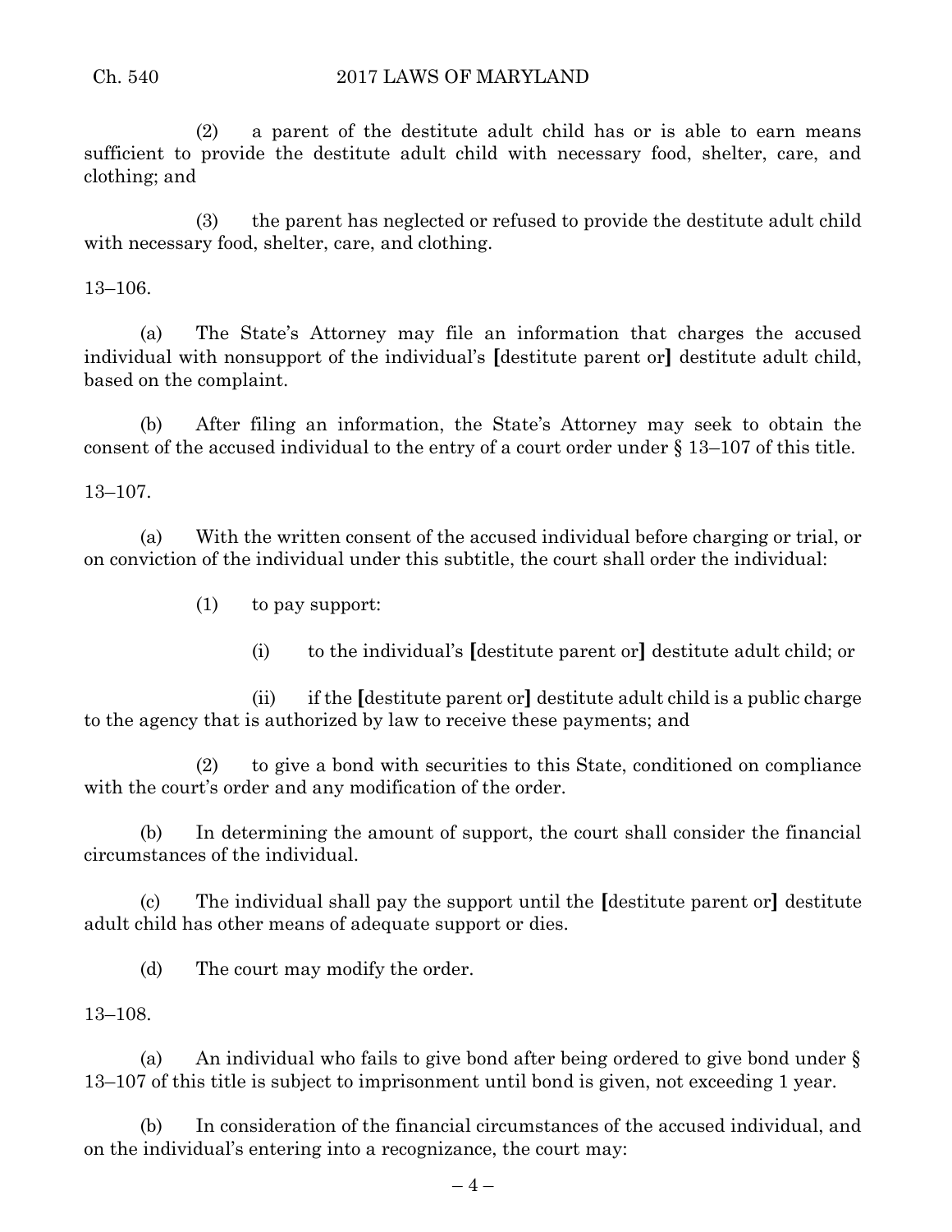(2) a parent of the destitute adult child has or is able to earn means sufficient to provide the destitute adult child with necessary food, shelter, care, and clothing; and

(3) the parent has neglected or refused to provide the destitute adult child with necessary food, shelter, care, and clothing.

13–106.

(a) The State's Attorney may file an information that charges the accused individual with nonsupport of the individual's [destitute parent or] destitute adult child, based on the complaint.

(b) After filing an information, the State's Attorney may seek to obtain the consent of the accused individual to the entry of a court order under § 13–107 of this title.

13–107.

(a) With the written consent of the accused individual before charging or trial, or on conviction of the individual under this subtitle, the court shall order the individual:

(1) to pay support:

(i) to the individual's [destitute parent or] destitute adult child; or

(ii) if the [destitute parent or] destitute adult child is a public charge to the agency that is authorized by law to receive these payments; and

(2) to give a bond with securities to this State, conditioned on compliance with the court's order and any modification of the order.

(b) In determining the amount of support, the court shall consider the financial circumstances of the individual.

(c) The individual shall pay the support until the [destitute parent or] destitute adult child has other means of adequate support or dies.

(d) The court may modify the order.

13–108.

(a) An individual who fails to give bond after being ordered to give bond under § 13–107 of this title is subject to imprisonment until bond is given, not exceeding 1 year.

(b) In consideration of the financial circumstances of the accused individual, and on the individual's entering into a recognizance, the court may: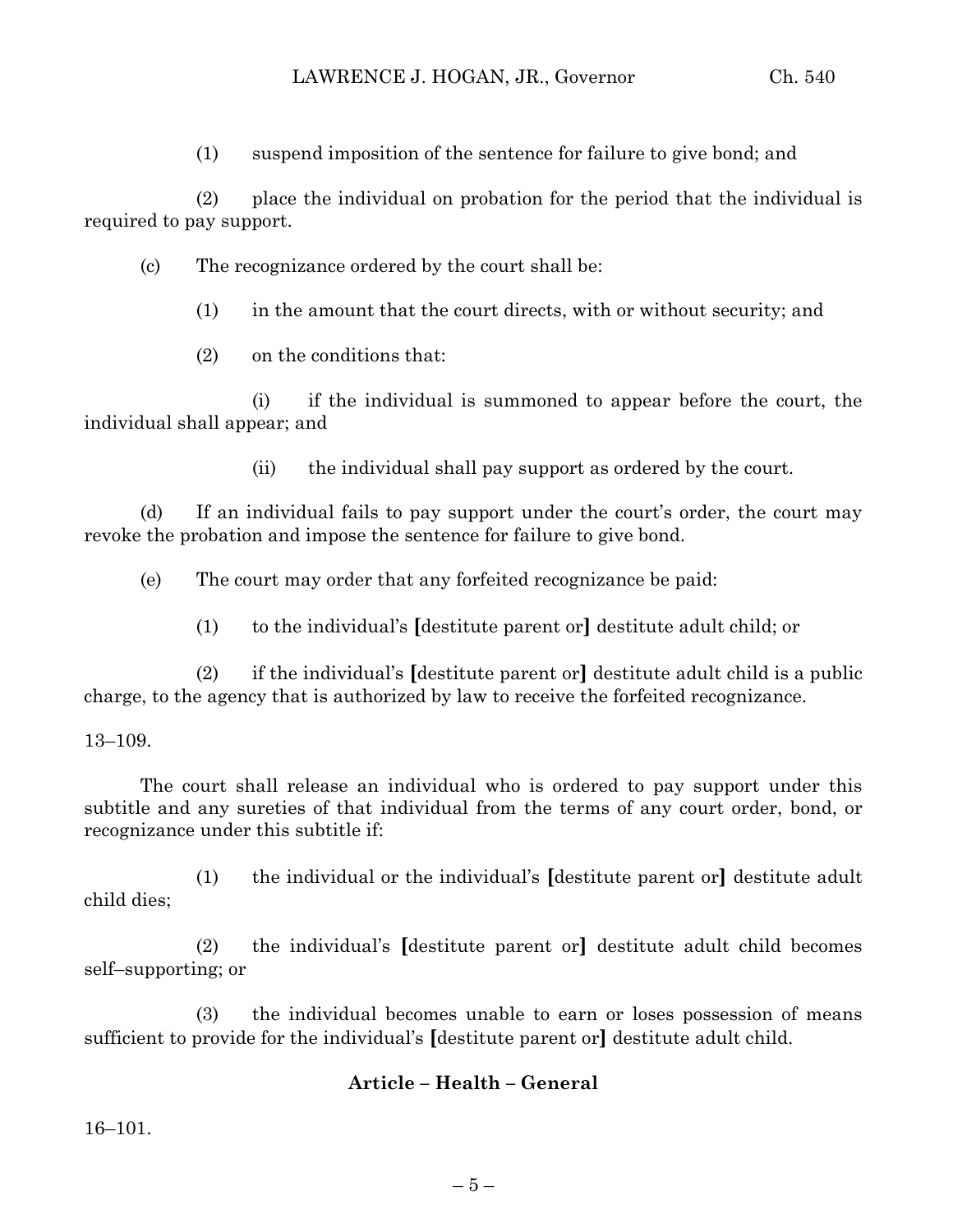(1) suspend imposition of the sentence for failure to give bond; and

(2) place the individual on probation for the period that the individual is required to pay support.

(c) The recognizance ordered by the court shall be:

(1) in the amount that the court directs, with or without security; and

(2) on the conditions that:

(i) if the individual is summoned to appear before the court, the individual shall appear; and

(ii) the individual shall pay support as ordered by the court.

(d) If an individual fails to pay support under the court's order, the court may revoke the probation and impose the sentence for failure to give bond.

(e) The court may order that any forfeited recognizance be paid:

(1) to the individual's **[**destitute parent or**]** destitute adult child; or

(2) if the individual's **[**destitute parent or**]** destitute adult child is a public charge, to the agency that is authorized by law to receive the forfeited recognizance.

13–109.

The court shall release an individual who is ordered to pay support under this subtitle and any sureties of that individual from the terms of any court order, bond, or recognizance under this subtitle if:

(1) the individual or the individual's **[**destitute parent or**]** destitute adult child dies;

(2) the individual's **[**destitute parent or**]** destitute adult child becomes self–supporting; or

(3) the individual becomes unable to earn or loses possession of means sufficient to provide for the individual's **[**destitute parent or**]** destitute adult child.

## Article – Health – General

16–101.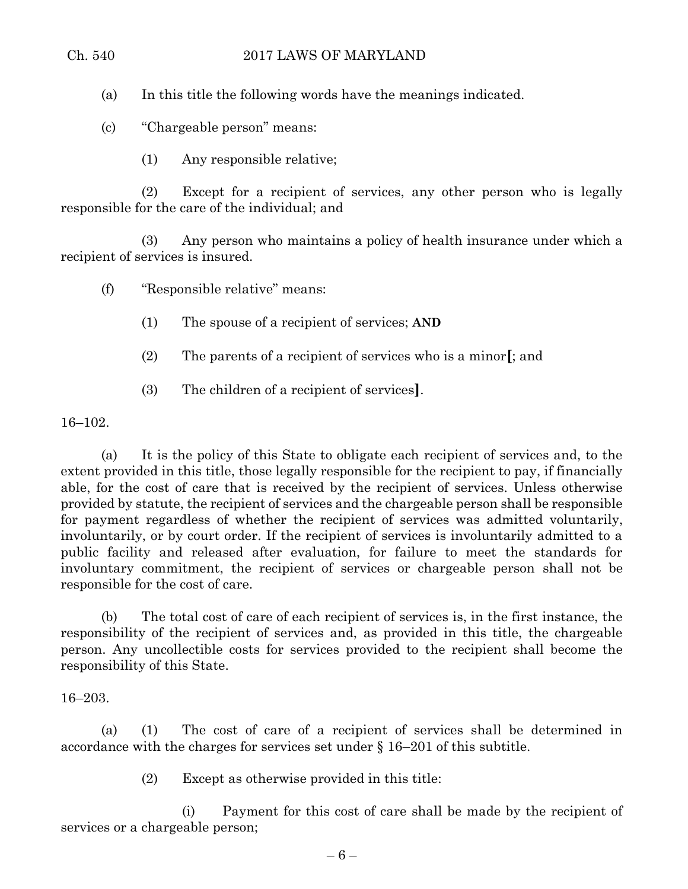(a) In this title the following words have the meanings indicated.

(c) "Chargeable person" means:

(1) Any responsible relative;

(2) Except for a recipient of services, any other person who is legally responsible for the care of the individual; and

(3) Any person who maintains a policy of health insurance under which a recipient of services is insured.

(f) "Responsible relative" means:

(1) The spouse of a recipient of services; **AND**

(2) The parents of a recipient of services who is a minor**[**; and

(3) The children of a recipient of services**]**.

16–102.

(a) It is the policy of this State to obligate each recipient of services and, to the extent provided in this title, those legally responsible for the recipient to pay, if financially able, for the cost of care that is received by the recipient of services. Unless otherwise provided by statute, the recipient of services and the chargeable person shall be responsible for payment regardless of whether the recipient of services was admitted voluntarily, involuntarily, or by court order. If the recipient of services is involuntarily admitted to a public facility and released after evaluation, for failure to meet the standards for involuntary commitment, the recipient of services or chargeable person shall not be responsible for the cost of care.

(b) The total cost of care of each recipient of services is, in the first instance, the responsibility of the recipient of services and, as provided in this title, the chargeable person. Any uncollectible costs for services provided to the recipient shall become the responsibility of this State.

16–203.

(a) (1) The cost of care of a recipient of services shall be determined in accordance with the charges for services set under § 16–201 of this subtitle.

(2) Except as otherwise provided in this title:

(i) Payment for this cost of care shall be made by the recipient of services or a chargeable person;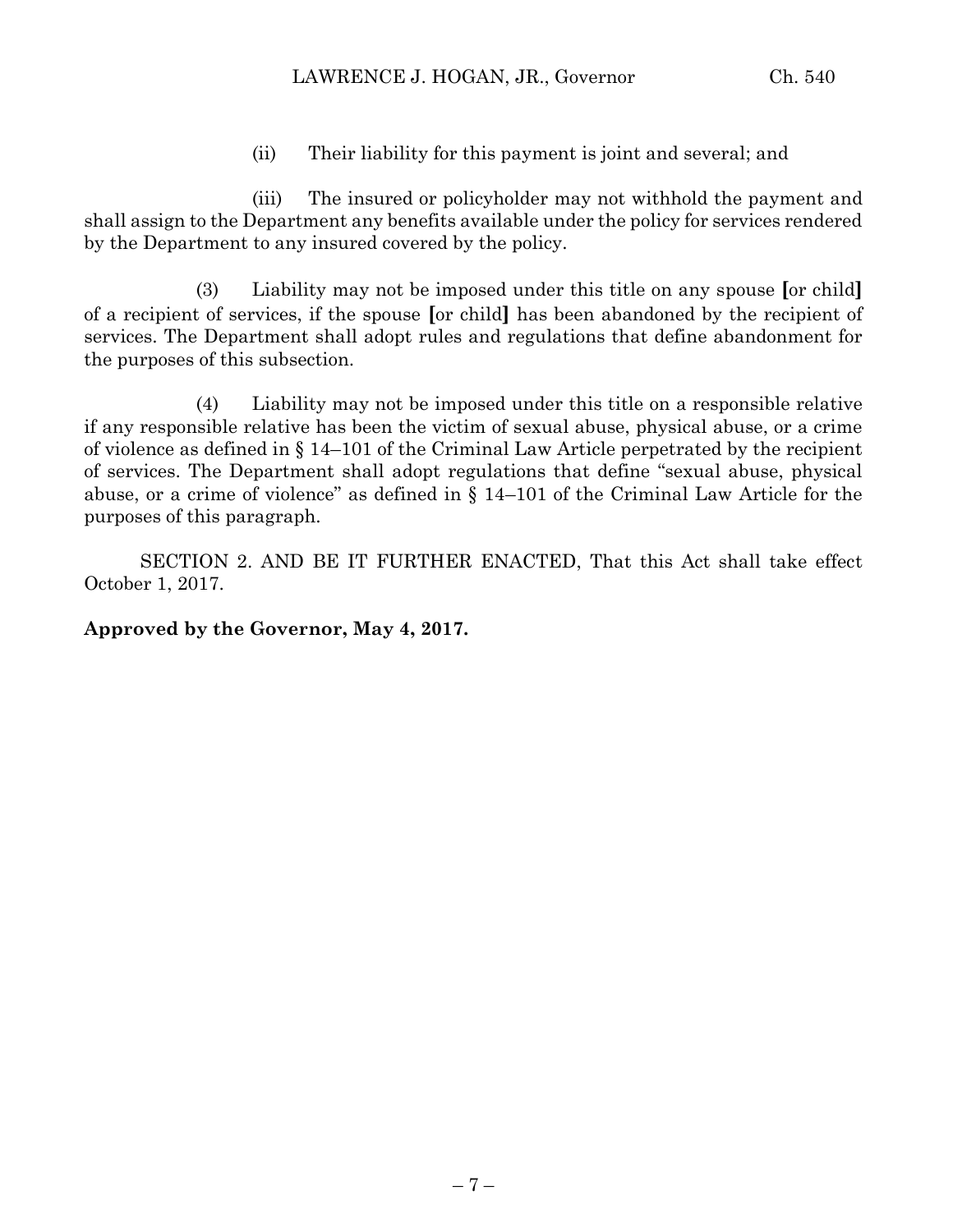(ii) Their liability for this payment is joint and several; and

(iii) The insured or policyholder may not withhold the payment and shall assign to the Department any benefits available under the policy for services rendered by the Department to any insured covered by the policy.

(3) Liability may not be imposed under this title on any spouse **[**or child**]** of a recipient of services, if the spouse **[**or child**]** has been abandoned by the recipient of services. The Department shall adopt rules and regulations that define abandonment for the purposes of this subsection.

(4) Liability may not be imposed under this title on a responsible relative if any responsible relative has been the victim of sexual abuse, physical abuse, or a crime of violence as defined in § 14–101 of the Criminal Law Article perpetrated by the recipient of services. The Department shall adopt regulations that define "sexual abuse, physical abuse, or a crime of violence" as defined in § 14–101 of the Criminal Law Article for the purposes of this paragraph.

SECTION 2. AND BE IT FURTHER ENACTED, That this Act shall take effect October 1, 2017.

**Approved by the Governor, May 4, 2017.**